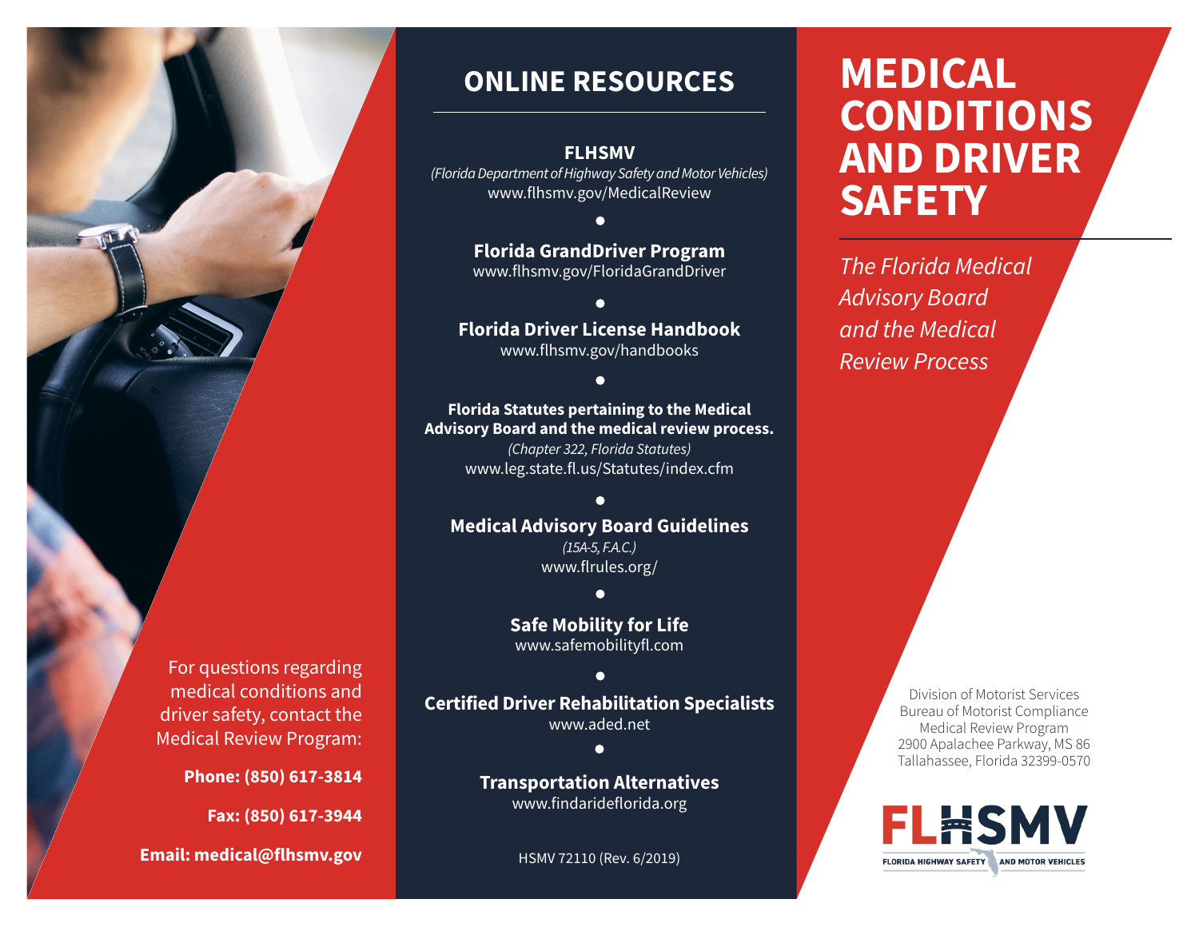For questions regarding medical conditions and driver safety, contact the Medical Review Program:

**Phone: (850) 617-3814**

**Fax: (850) 617-3944**

**Email: medical@flhsmv.gov**

## ONLINE RESOURCES

**FLHSMV**
*(Florida Department of Highway Safety and Motor Vehicles)*
www.flhsmv.gov/MedicalReview

**Florida GrandDriver Program**
www.flhsmv.gov/FloridaGrandDriver

**Florida Driver License Handbook**
www.flhsmv.gov/handbooks

**Florida Statutes pertaining to the Medical Advisory Board and the medical review process.**
*(Chapter 322, Florida Statutes)*
www.leg.state.fl.us/Statutes/index.cfm

**Medical Advisory Board Guidelines**
*(15A-5, F.A.C.)*
www.flrules.org/

**Safe Mobility for Life**
www.safemobilityfl.com

**Certified Driver Rehabilitation Specialists**
www.aded.net

**Transportation Alternatives**
www.findarideflorida.org

HSMV 72110 (Rev. 6/2019)

# MEDICAL CONDITIONS AND DRIVER SAFETY

*The Florida Medical Advisory Board and the Medical Review Process*

Division of Motorist Services
Bureau of Motorist Compliance
Medical Review Program
2900 Apalachee Parkway, MS 86
Tallahassee, Florida 32399-0570

FLHSMV
FLORIDA HIGHWAY SAFETY AND MOTOR VEHICLES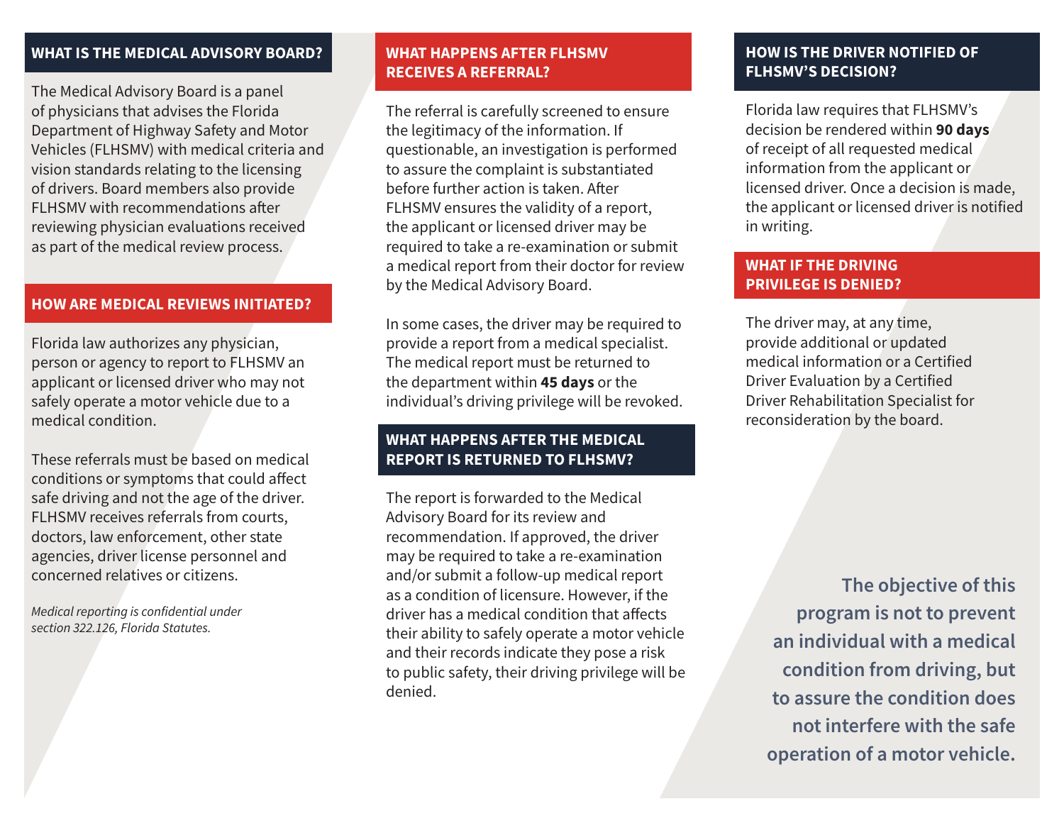## WHAT IS THE MEDICAL ADVISORY BOARD?

The Medical Advisory Board is a panel of physicians that advises the Florida Department of Highway Safety and Motor Vehicles (FLHSMV) with medical criteria and vision standards relating to the licensing of drivers. Board members also provide FLHSMV with recommendations after reviewing physician evaluations received as part of the medical review process.

## HOW ARE MEDICAL REVIEWS INITIATED?

Florida law authorizes any physician, person or agency to report to FLHSMV an applicant or licensed driver who may not safely operate a motor vehicle due to a medical condition.

These referrals must be based on medical conditions or symptoms that could affect safe driving and not the age of the driver. FLHSMV receives referrals from courts, doctors, law enforcement, other state agencies, driver license personnel and concerned relatives or citizens.

*Medical reporting is confidential under section 322.126, Florida Statutes.*

## WHAT HAPPENS AFTER FLHSMV RECEIVES A REFERRAL?

The referral is carefully screened to ensure the legitimacy of the information. If questionable, an investigation is performed to assure the complaint is substantiated before further action is taken. After FLHSMV ensures the validity of a report, the applicant or licensed driver may be required to take a re-examination or submit a medical report from their doctor for review by the Medical Advisory Board.

In some cases, the driver may be required to provide a report from a medical specialist. The medical report must be returned to the department within **45 days** or the individual's driving privilege will be revoked.

## WHAT HAPPENS AFTER THE MEDICAL REPORT IS RETURNED TO FLHSMV?

The report is forwarded to the Medical Advisory Board for its review and recommendation. If approved, the driver may be required to take a re-examination and/or submit a follow-up medical report as a condition of licensure. However, if the driver has a medical condition that affects their ability to safely operate a motor vehicle and their records indicate they pose a risk to public safety, their driving privilege will be denied.

## HOW IS THE DRIVER NOTIFIED OF FLHSMV'S DECISION?

Florida law requires that FLHSMV's decision be rendered within **90 days** of receipt of all requested medical information from the applicant or licensed driver. Once a decision is made, the applicant or licensed driver is notified in writing.

## WHAT IF THE DRIVING PRIVILEGE IS DENIED?

The driver may, at any time, provide additional or updated medical information or a Certified Driver Evaluation by a Certified Driver Rehabilitation Specialist for reconsideration by the board.

**The objective of this program is not to prevent an individual with a medical condition from driving, but to assure the condition does not interfere with the safe operation of a motor vehicle.**